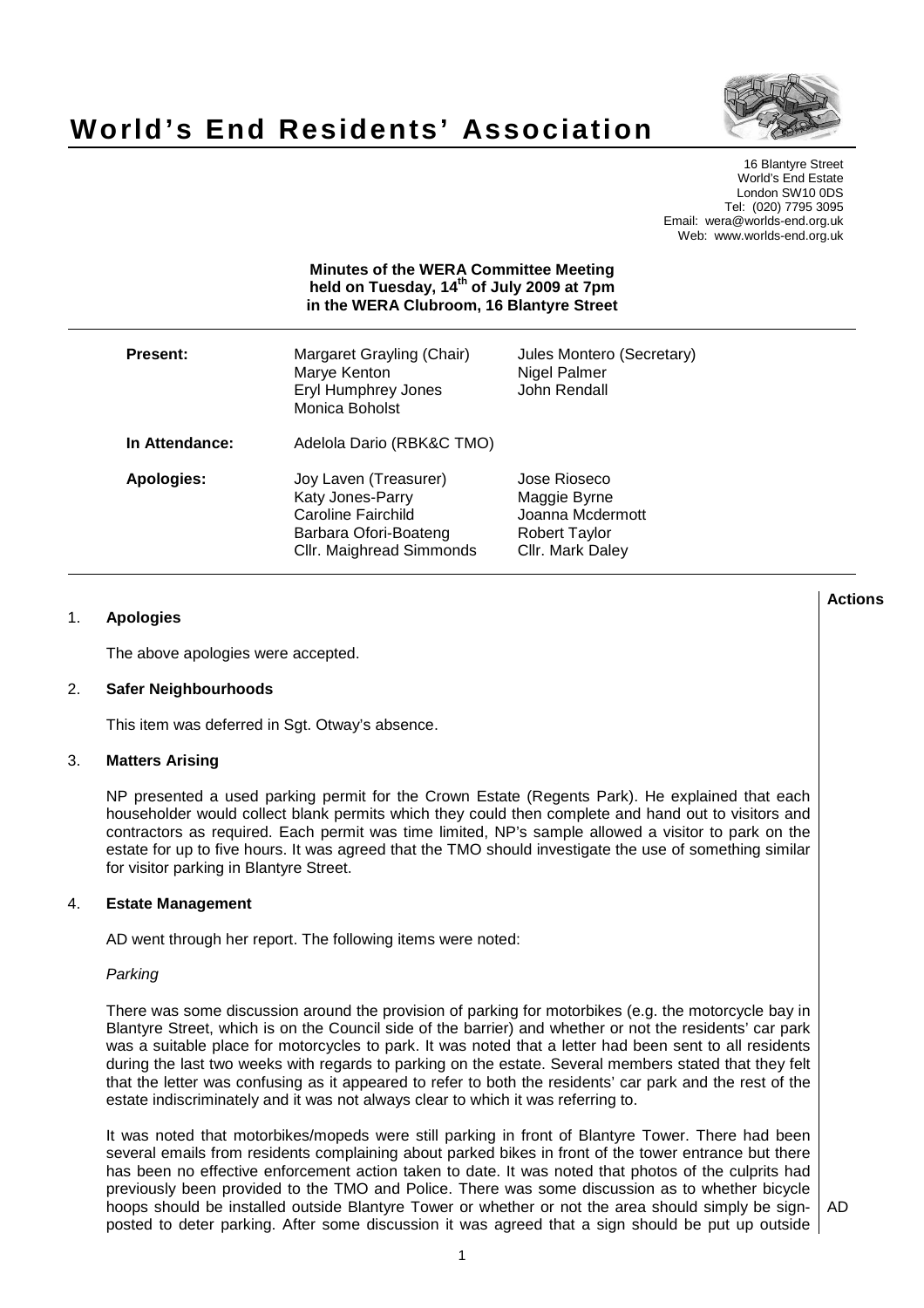# World's End Residents' Association

16 Blantyre Street
World's End Estate
London SW10 0DS
Tel: (020) 7795 3095
Email: wera@worlds-end.org.uk
Web: www.worlds-end.org.uk

**Minutes of the WERA Committee Meeting held on Tuesday, 14th of July 2009 at 7pm in the WERA Clubroom, 16 Blantyre Street**

| | | |
|---|---|---|
| **Present:** | Margaret Grayling (Chair)<br>Marye Kenton<br>Eryl Humphrey Jones<br>Monica Boholst | Jules Montero (Secretary)<br>Nigel Palmer<br>John Rendall |
| **In Attendance:** | Adelola Dario (RBK&C TMO) | |
| **Apologies:** | Joy Laven (Treasurer)<br>Katy Jones-Parry<br>Caroline Fairchild<br>Barbara Ofori-Boateng<br>Cllr. Maighread Simmonds | Jose Rioseco<br>Maggie Byrne<br>Joanna Mcdermott<br>Robert Taylor<br>Cllr. Mark Daley |

**Actions**

1. **Apologies**

   The above apologies were accepted.

2. **Safer Neighbourhoods**

   This item was deferred in Sgt. Otway's absence.

3. **Matters Arising**

   NP presented a used parking permit for the Crown Estate (Regents Park). He explained that each householder would collect blank permits which they could then complete and hand out to visitors and contractors as required. Each permit was time limited, NP's sample allowed a visitor to park on the estate for up to five hours. It was agreed that the TMO should investigate the use of something similar for visitor parking in Blantyre Street.

4. **Estate Management**

   AD went through her report. The following items were noted:

   *Parking*

   There was some discussion around the provision of parking for motorbikes (e.g. the motorcycle bay in Blantyre Street, which is on the Council side of the barrier) and whether or not the residents' car park was a suitable place for motorcycles to park. It was noted that a letter had been sent to all residents during the last two weeks with regards to parking on the estate. Several members stated that they felt that the letter was confusing as it appeared to refer to both the residents' car park and the rest of the estate indiscriminately and it was not always clear to which it was referring to.

   It was noted that motorbikes/mopeds were still parking in front of Blantyre Tower. There had been several emails from residents complaining about parked bikes in front of the tower entrance but there has been no effective enforcement action taken to date. It was noted that photos of the culprits had previously been provided to the TMO and Police. There was some discussion as to whether bicycle hoops should be installed outside Blantyre Tower or whether or not the area should simply be sign-posted to deter parking. After some discussion it was agreed that a sign should be put up outside — **AD**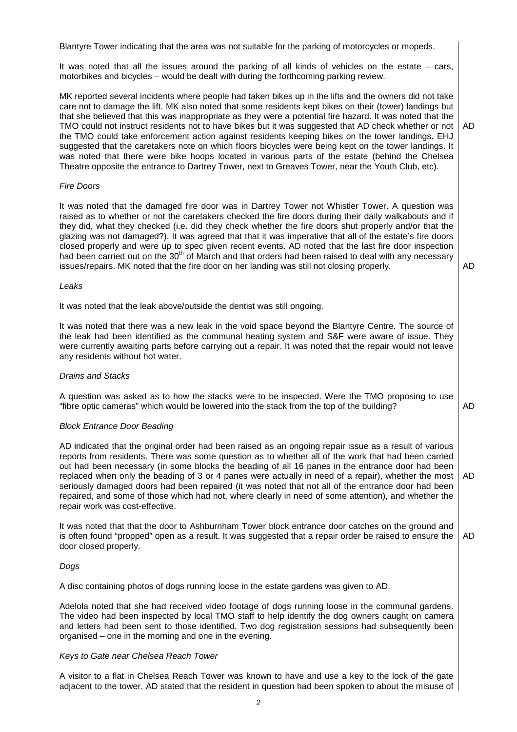Blantyre Tower indicating that the area was not suitable for the parking of motorcycles or mopeds.

It was noted that all the issues around the parking of all kinds of vehicles on the estate – cars, motorbikes and bicycles – would be dealt with during the forthcoming parking review.

MK reported several incidents where people had taken bikes up in the lifts and the owners did not take care not to damage the lift. MK also noted that some residents kept bikes on their (tower) landings but that she believed that this was inappropriate as they were a potential fire hazard. It was noted that the TMO could not instruct residents not to have bikes but it was suggested that AD check whether or not the TMO could take enforcement action against residents keeping bikes on the tower landings. EHJ suggested that the caretakers note on which floors bicycles were being kept on the tower landings. It was noted that there were bike hoops located in various parts of the estate (behind the Chelsea Theatre opposite the entrance to Dartrey Tower, next to Greaves Tower, near the Youth Club, etc). **AD**

*Fire Doors*

It was noted that the damaged fire door was in Dartrey Tower not Whistler Tower. A question was raised as to whether or not the caretakers checked the fire doors during their daily walkabouts and if they did, what they checked (i.e. did they check whether the fire doors shut properly and/or that the glazing was not damaged?). It was agreed that that it was imperative that all of the estate's fire doors closed properly and were up to spec given recent events. AD noted that the last fire door inspection had been carried out on the 30th of March and that orders had been raised to deal with any necessary issues/repairs. MK noted that the fire door on her landing was still not closing properly. **AD**

*Leaks*

It was noted that the leak above/outside the dentist was still ongoing.

It was noted that there was a new leak in the void space beyond the Blantyre Centre. The source of the leak had been identified as the communal heating system and S&F were aware of issue. They were currently awaiting parts before carrying out a repair. It was noted that the repair would not leave any residents without hot water.

*Drains and Stacks*

A question was asked as to how the stacks were to be inspected. Were the TMO proposing to use "fibre optic cameras" which would be lowered into the stack from the top of the building? **AD**

*Block Entrance Door Beading*

AD indicated that the original order had been raised as an ongoing repair issue as a result of various reports from residents. There was some question as to whether all of the work that had been carried out had been necessary (in some blocks the beading of all 16 panes in the entrance door had been replaced when only the beading of 3 or 4 panes were actually in need of a repair), whether the most seriously damaged doors had been repaired (it was noted that not all of the entrance door had been repaired, and some of those which had not, where clearly in need of some attention), and whether the repair work was cost-effective. **AD**

It was noted that that the door to Ashburnham Tower block entrance door catches on the ground and is often found "propped" open as a result. It was suggested that a repair order be raised to ensure the door closed properly. **AD**

*Dogs*

A disc containing photos of dogs running loose in the estate gardens was given to AD.

Adelola noted that she had received video footage of dogs running loose in the communal gardens. The video had been inspected by local TMO staff to help identify the dog owners caught on camera and letters had been sent to those identified. Two dog registration sessions had subsequently been organised – one in the morning and one in the evening.

*Keys to Gate near Chelsea Reach Tower*

A visitor to a flat in Chelsea Reach Tower was known to have and use a key to the lock of the gate adjacent to the tower. AD stated that the resident in question had been spoken to about the misuse of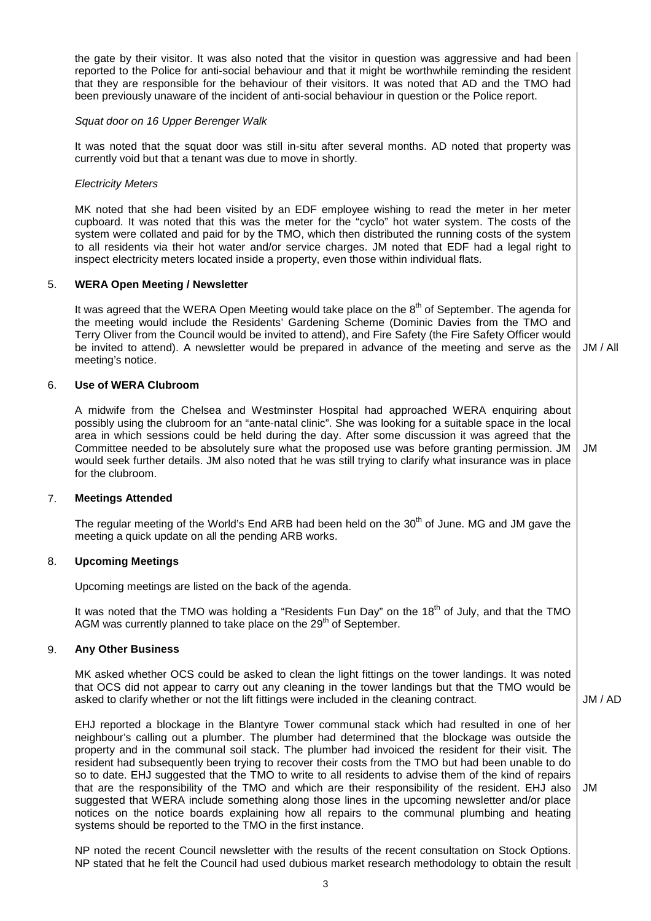the gate by their visitor. It was also noted that the visitor in question was aggressive and had been reported to the Police for anti-social behaviour and that it might be worthwhile reminding the resident that they are responsible for the behaviour of their visitors. It was noted that AD and the TMO had been previously unaware of the incident of anti-social behaviour in question or the Police report.

*Squat door on 16 Upper Berenger Walk*

It was noted that the squat door was still in-situ after several months. AD noted that property was currently void but that a tenant was due to move in shortly.

*Electricity Meters*

MK noted that she had been visited by an EDF employee wishing to read the meter in her meter cupboard. It was noted that this was the meter for the "cyclo" hot water system. The costs of the system were collated and paid for by the TMO, which then distributed the running costs of the system to all residents via their hot water and/or service charges. JM noted that EDF had a legal right to inspect electricity meters located inside a property, even those within individual flats.

## 5. WERA Open Meeting / Newsletter

It was agreed that the WERA Open Meeting would take place on the 8th of September. The agenda for the meeting would include the Residents' Gardening Scheme (Dominic Davies from the TMO and Terry Oliver from the Council would be invited to attend), and Fire Safety (the Fire Safety Officer would be invited to attend). A newsletter would be prepared in advance of the meeting and serve as the meeting's notice. **JM / All**

## 6. Use of WERA Clubroom

A midwife from the Chelsea and Westminster Hospital had approached WERA enquiring about possibly using the clubroom for an "ante-natal clinic". She was looking for a suitable space in the local area in which sessions could be held during the day. After some discussion it was agreed that the Committee needed to be absolutely sure what the proposed use was before granting permission. JM would seek further details. JM also noted that he was still trying to clarify what insurance was in place for the clubroom. **JM**

## 7. Meetings Attended

The regular meeting of the World's End ARB had been held on the 30th of June. MG and JM gave the meeting a quick update on all the pending ARB works.

## 8. Upcoming Meetings

Upcoming meetings are listed on the back of the agenda.

It was noted that the TMO was holding a "Residents Fun Day" on the 18th of July, and that the TMO AGM was currently planned to take place on the 29th of September.

## 9. Any Other Business

MK asked whether OCS could be asked to clean the light fittings on the tower landings. It was noted that OCS did not appear to carry out any cleaning in the tower landings but that the TMO would be asked to clarify whether or not the lift fittings were included in the cleaning contract. **JM / AD**

EHJ reported a blockage in the Blantyre Tower communal stack which had resulted in one of her neighbour's calling out a plumber. The plumber had determined that the blockage was outside the property and in the communal soil stack. The plumber had invoiced the resident for their visit. The resident had subsequently been trying to recover their costs from the TMO but had been unable to do so to date. EHJ suggested that the TMO to write to all residents to advise them of the kind of repairs that are the responsibility of the TMO and which are their responsibility of the resident. EHJ also suggested that WERA include something along those lines in the upcoming newsletter and/or place notices on the notice boards explaining how all repairs to the communal plumbing and heating systems should be reported to the TMO in the first instance. **JM**

NP noted the recent Council newsletter with the results of the recent consultation on Stock Options. NP stated that he felt the Council had used dubious market research methodology to obtain the result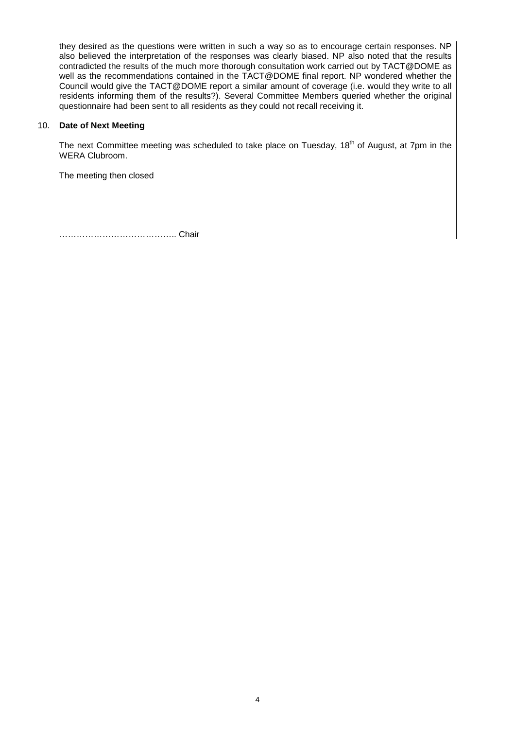they desired as the questions were written in such a way so as to encourage certain responses. NP also believed the interpretation of the responses was clearly biased. NP also noted that the results contradicted the results of the much more thorough consultation work carried out by TACT@DOME as well as the recommendations contained in the TACT@DOME final report. NP wondered whether the Council would give the TACT@DOME report a similar amount of coverage (i.e. would they write to all residents informing them of the results?). Several Committee Members queried whether the original questionnaire had been sent to all residents as they could not recall receiving it.

10. **Date of Next Meeting**

The next Committee meeting was scheduled to take place on Tuesday, 18th of August, at 7pm in the WERA Clubroom.

The meeting then closed

………………………………….. Chair